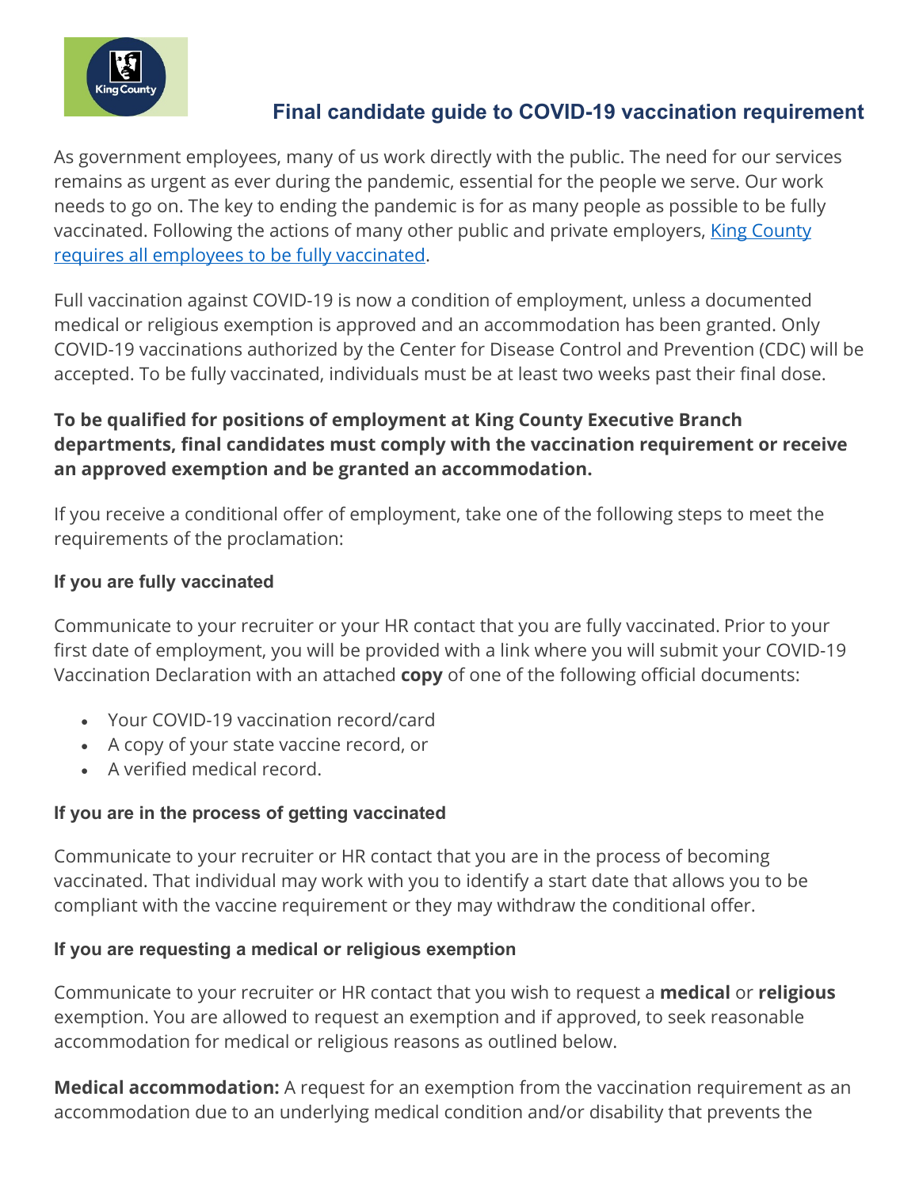# Final candidate guide to COVID-19 vaccination requirement

As government employees, many of us work directly with the public. The need for our services remains as urgent as ever during the pandemic, essential for the people we serve. Our work needs to go on. The key to ending the pandemic is for as many people as possible to be fully vaccinated. Following the actions of many other public and private employers, [King County requires all employees to be fully vaccinated](#).

Full vaccination against COVID-19 is now a condition of employment, unless a documented medical or religious exemption is approved and an accommodation has been granted. Only COVID-19 vaccinations authorized by the Center for Disease Control and Prevention (CDC) will be accepted. To be fully vaccinated, individuals must be at least two weeks past their final dose.

**To be qualified for positions of employment at King County Executive Branch departments, final candidates must comply with the vaccination requirement or receive an approved exemption and be granted an accommodation.**

If you receive a conditional offer of employment, take one of the following steps to meet the requirements of the proclamation:

### If you are fully vaccinated

Communicate to your recruiter or your HR contact that you are fully vaccinated. Prior to your first date of employment, you will be provided with a link where you will submit your COVID-19 Vaccination Declaration with an attached **copy** of one of the following official documents:

- Your COVID-19 vaccination record/card
- A copy of your state vaccine record, or
- A verified medical record.

### If you are in the process of getting vaccinated

Communicate to your recruiter or HR contact that you are in the process of becoming vaccinated. That individual may work with you to identify a start date that allows you to be compliant with the vaccine requirement or they may withdraw the conditional offer.

### If you are requesting a medical or religious exemption

Communicate to your recruiter or HR contact that you wish to request a **medical** or **religious** exemption. You are allowed to request an exemption and if approved, to seek reasonable accommodation for medical or religious reasons as outlined below.

**Medical accommodation:** A request for an exemption from the vaccination requirement as an accommodation due to an underlying medical condition and/or disability that prevents the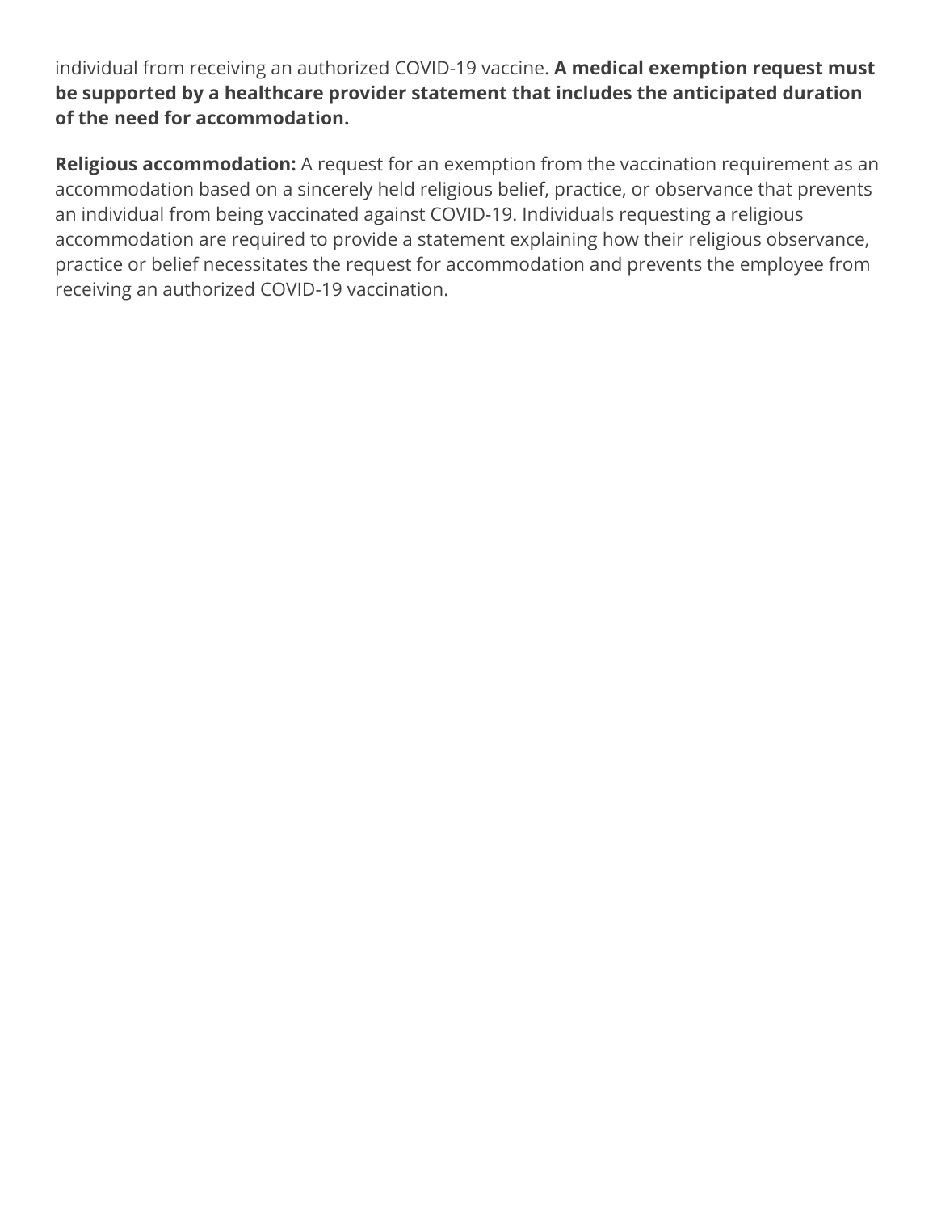individual from receiving an authorized COVID-19 vaccine. **A medical exemption request must be supported by a healthcare provider statement that includes the anticipated duration of the need for accommodation.**

**Religious accommodation:** A request for an exemption from the vaccination requirement as an accommodation based on a sincerely held religious belief, practice, or observance that prevents an individual from being vaccinated against COVID-19. Individuals requesting a religious accommodation are required to provide a statement explaining how their religious observance, practice or belief necessitates the request for accommodation and prevents the employee from receiving an authorized COVID-19 vaccination.